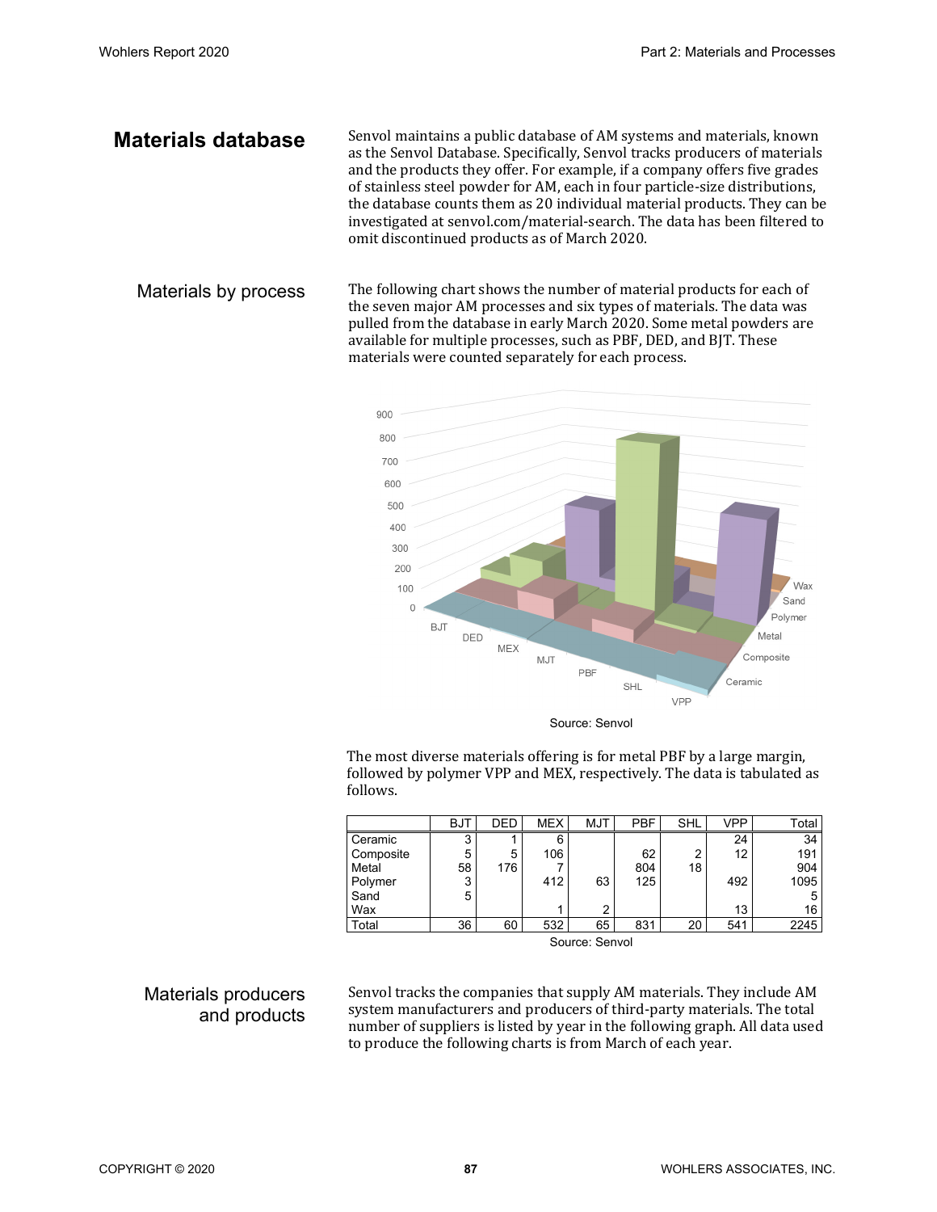## Materials database

Senvol maintains a public database of AM systems and materials, known as the Senvol Database. Specifically, Senvol tracks producers of materials and the products they offer. For example, if a company offers five grades of stainless steel powder for AM, each in four particle-size distributions, the database counts them as 20 individual material products. They can be investigated at senvol.com/material-search. The data has been filtered to omit discontinued products as of March 2020.

### Materials by process

The following chart shows the number of material products for each of the seven major AM processes and six types of materials. The data was pulled from the database in early March 2020. Some metal powders are available for multiple processes, such as PBF, DED, and BJT. These materials were counted separately for each process.

Source: Senvol

The most diverse materials offering is for metal PBF by a large margin, followed by polymer VPP and MEX, respectively. The data is tabulated as follows.

| | BJT | DED | MEX | MJT | PBF | SHL | VPP | Total |
|---|---|---|---|---|---|---|---|---|
| Ceramic | 3 | 1 | 6 | | | | 24 | 34 |
| Composite | 5 | 5 | 106 | | 62 | 2 | 12 | 191 |
| Metal | 58 | 176 | 7 | | 804 | 18 | | 904 |
| Polymer | 3 | | 412 | 63 | 125 | | 492 | 1095 |
| Sand | 5 | | | | | | | 5 |
| Wax | | | 1 | 2 | | | 13 | 16 |
| Total | 36 | 60 | 532 | 65 | 831 | 20 | 541 | 2245 |

Source: Senvol

### Materials producers and products

Senvol tracks the companies that supply AM materials. They include AM system manufacturers and producers of third-party materials. The total number of suppliers is listed by year in the following graph. All data used to produce the following charts is from March of each year.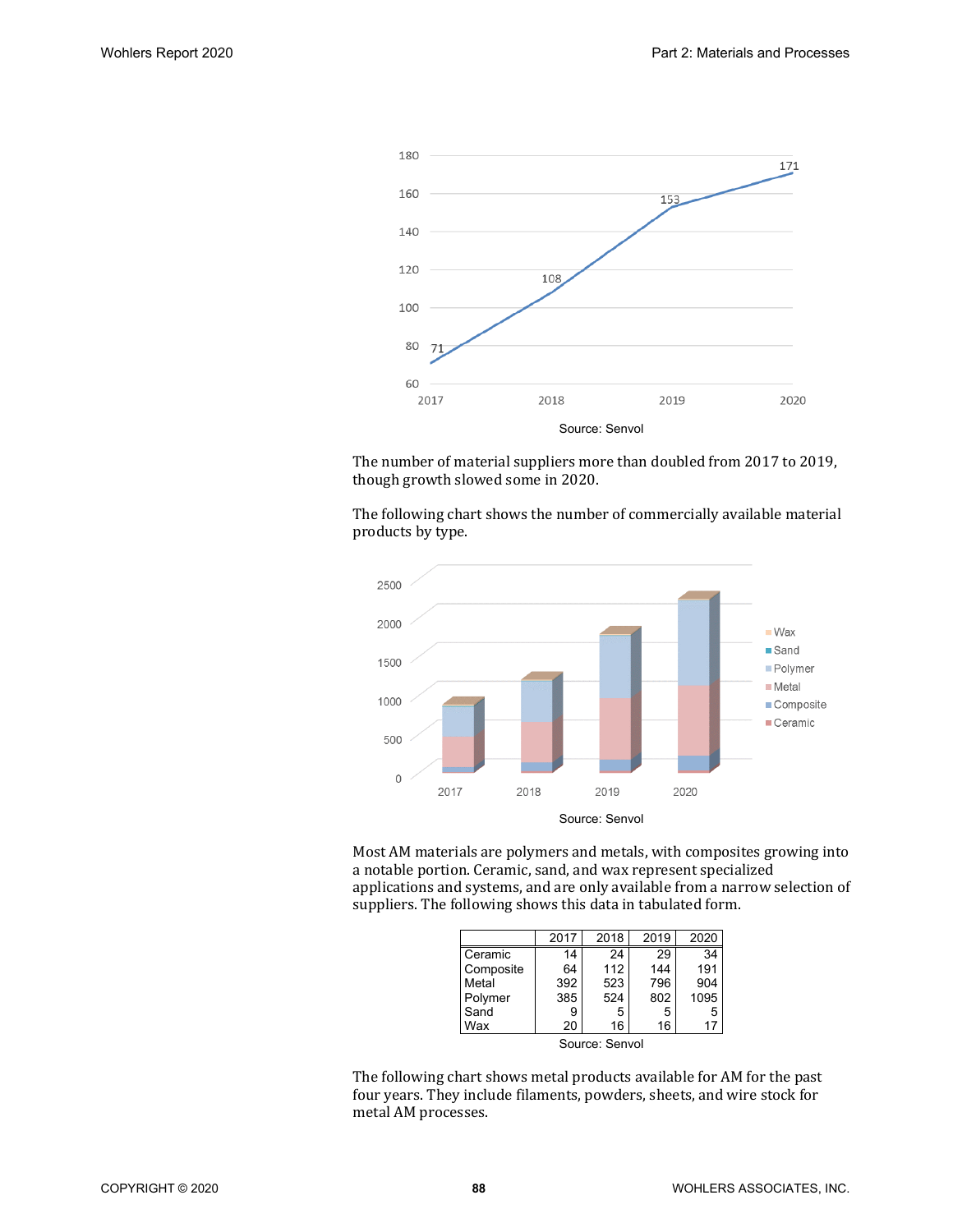Source: Senvol

The number of material suppliers more than doubled from 2017 to 2019, though growth slowed some in 2020.

The following chart shows the number of commercially available material products by type.

Source: Senvol

Most AM materials are polymers and metals, with composites growing into a notable portion. Ceramic, sand, and wax represent specialized applications and systems, and are only available from a narrow selection of suppliers. The following shows this data in tabulated form.

| | 2017 | 2018 | 2019 | 2020 |
|---|---|---|---|---|
| Ceramic | 14 | 24 | 29 | 34 |
| Composite | 64 | 112 | 144 | 191 |
| Metal | 392 | 523 | 796 | 904 |
| Polymer | 385 | 524 | 802 | 1095 |
| Sand | 9 | 5 | 5 | 5 |
| Wax | 20 | 16 | 16 | 17 |

Source: Senvol

The following chart shows metal products available for AM for the past four years. They include filaments, powders, sheets, and wire stock for metal AM processes.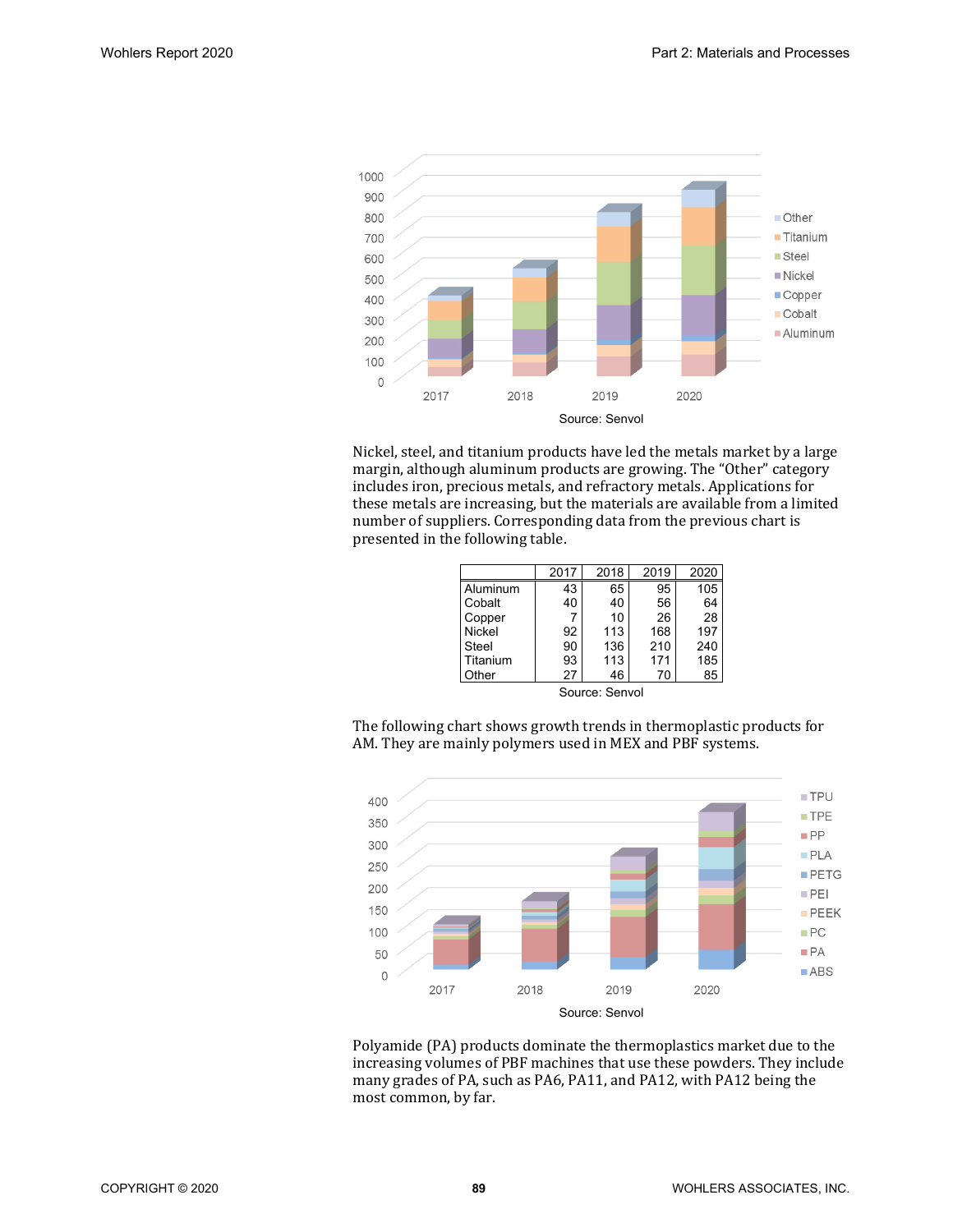Source: Senvol

Nickel, steel, and titanium products have led the metals market by a large margin, although aluminum products are growing. The "Other" category includes iron, precious metals, and refractory metals. Applications for these metals are increasing, but the materials are available from a limited number of suppliers. Corresponding data from the previous chart is presented in the following table.

| | 2017 | 2018 | 2019 | 2020 |
|---|---|---|---|---|
| Aluminum | 43 | 65 | 95 | 105 |
| Cobalt | 40 | 40 | 56 | 64 |
| Copper | 7 | 10 | 26 | 28 |
| Nickel | 92 | 113 | 168 | 197 |
| Steel | 90 | 136 | 210 | 240 |
| Titanium | 93 | 113 | 171 | 185 |
| Other | 27 | 46 | 70 | 85 |

Source: Senvol

The following chart shows growth trends in thermoplastic products for AM. They are mainly polymers used in MEX and PBF systems.

Source: Senvol

Polyamide (PA) products dominate the thermoplastics market due to the increasing volumes of PBF machines that use these powders. They include many grades of PA, such as PA6, PA11, and PA12, with PA12 being the most common, by far.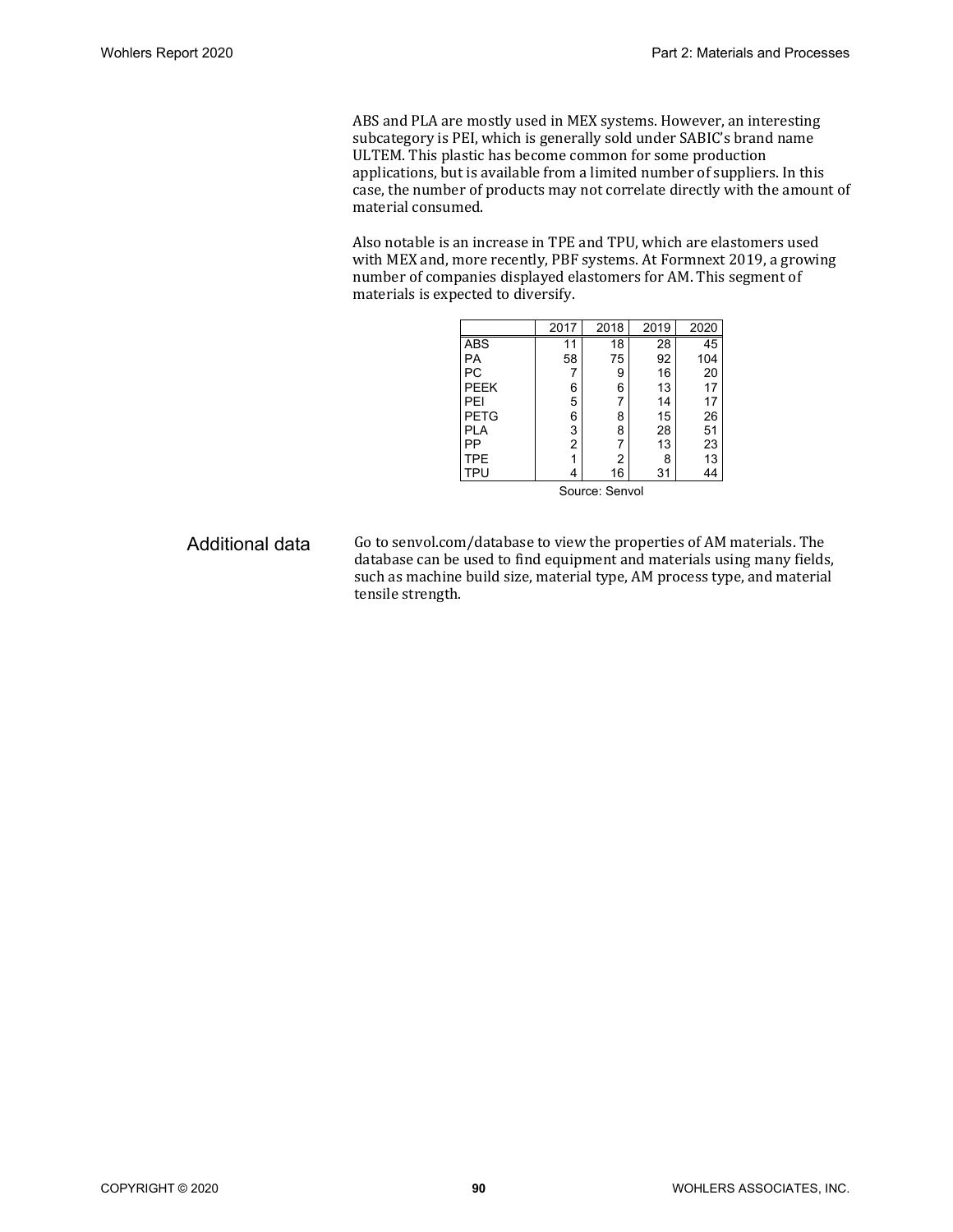ABS and PLA are mostly used in MEX systems. However, an interesting subcategory is PEI, which is generally sold under SABIC's brand name ULTEM. This plastic has become common for some production applications, but is available from a limited number of suppliers. In this case, the number of products may not correlate directly with the amount of material consumed.

Also notable is an increase in TPE and TPU, which are elastomers used with MEX and, more recently, PBF systems. At Formnext 2019, a growing number of companies displayed elastomers for AM. This segment of materials is expected to diversify.

| | 2017 | 2018 | 2019 | 2020 |
|---|---|---|---|---|
| ABS | 11 | 18 | 28 | 45 |
| PA | 58 | 75 | 92 | 104 |
| PC | 7 | 9 | 16 | 20 |
| PEEK | 6 | 6 | 13 | 17 |
| PEI | 5 | 7 | 14 | 17 |
| PETG | 6 | 8 | 15 | 26 |
| PLA | 3 | 8 | 28 | 51 |
| PP | 2 | 7 | 13 | 23 |
| TPE | 1 | 2 | 8 | 13 |
| TPU | 4 | 16 | 31 | 44 |

Source: Senvol

## Additional data

Go to senvol.com/database to view the properties of AM materials. The database can be used to find equipment and materials using many fields, such as machine build size, material type, AM process type, and material tensile strength.